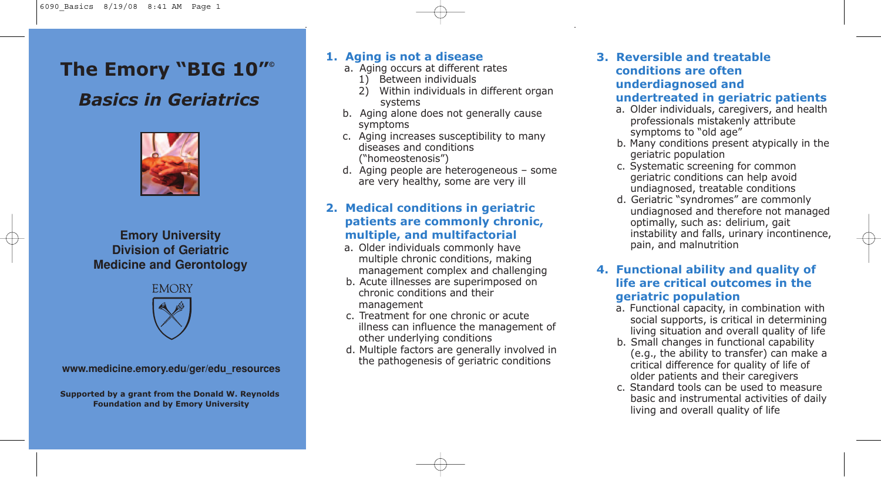# The Emory "BIG 10"©

## *Basics in Geriatrics*

**Emory University**
**Division of Geriatric Medicine and Gerontology**

EMORY

**www.medicine.emory.edu/ger/edu_resources**

**Supported by a grant from the Donald W. Reynolds Foundation and by Emory University**

## 1. Aging is not a disease

a. Aging occurs at different rates
   1) Between individuals
   2) Within individuals in different organ systems

b. Aging alone does not generally cause symptoms

c. Aging increases susceptibility to many diseases and conditions ("homeostenosis")

d. Aging people are heterogeneous – some are very healthy, some are very ill

## 2. Medical conditions in geriatric patients are commonly chronic, multiple, and multifactorial

a. Older individuals commonly have multiple chronic conditions, making management complex and challenging

b. Acute illnesses are superimposed on chronic conditions and their management

c. Treatment for one chronic or acute illness can influence the management of other underlying conditions

d. Multiple factors are generally involved in the pathogenesis of geriatric conditions

## 3. Reversible and treatable conditions are often underdiagnosed and undertreated in geriatric patients

a. Older individuals, caregivers, and health professionals mistakenly attribute symptoms to "old age"

b. Many conditions present atypically in the geriatric population

c. Systematic screening for common geriatric conditions can help avoid undiagnosed, treatable conditions

d. Geriatric "syndromes" are commonly undiagnosed and therefore not managed optimally, such as: delirium, gait instability and falls, urinary incontinence, pain, and malnutrition

## 4. Functional ability and quality of life are critical outcomes in the geriatric population

a. Functional capacity, in combination with social supports, is critical in determining living situation and overall quality of life

b. Small changes in functional capability (e.g., the ability to transfer) can make a critical difference for quality of life of older patients and their caregivers

c. Standard tools can be used to measure basic and instrumental activities of daily living and overall quality of life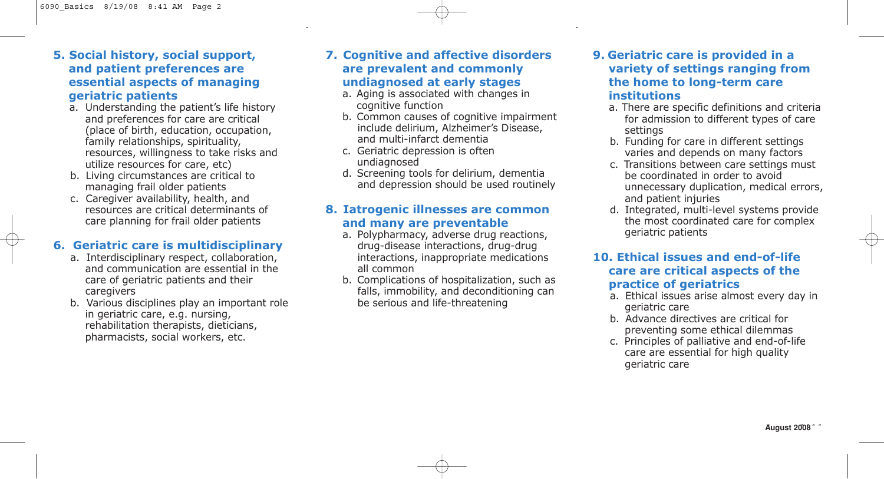## 5. Social history, social support, and patient preferences are essential aspects of managing geriatric patients

a. Understanding the patient's life history and preferences for care are critical (place of birth, education, occupation, family relationships, spirituality, resources, willingness to take risks and utilize resources for care, etc)

b. Living circumstances are critical to managing frail older patients

c. Caregiver availability, health, and resources are critical determinants of care planning for frail older patients

## 6. Geriatric care is multidisciplinary

a. Interdisciplinary respect, collaboration, and communication are essential in the care of geriatric patients and their caregivers

b. Various disciplines play an important role in geriatric care, e.g. nursing, rehabilitation therapists, dieticians, pharmacists, social workers, etc.

## 7. Cognitive and affective disorders are prevalent and commonly undiagnosed at early stages

a. Aging is associated with changes in cognitive function

b. Common causes of cognitive impairment include delirium, Alzheimer's Disease, and multi-infarct dementia

c. Geriatric depression is often undiagnosed

d. Screening tools for delirium, dementia and depression should be used routinely

## 8. Iatrogenic illnesses are common and many are preventable

a. Polypharmacy, adverse drug reactions, drug-disease interactions, drug-drug interactions, inappropriate medications all common

b. Complications of hospitalization, such as falls, immobility, and deconditioning can be serious and life-threatening

## 9. Geriatric care is provided in a variety of settings ranging from the home to long-term care institutions

a. There are specific definitions and criteria for admission to different types of care settings

b. Funding for care in different settings varies and depends on many factors

c. Transitions between care settings must be coordinated in order to avoid unnecessary duplication, medical errors, and patient injuries

d. Integrated, multi-level systems provide the most coordinated care for complex geriatric patients

## 10. Ethical issues and end-of-life care are critical aspects of the practice of geriatrics

a. Ethical issues arise almost every day in geriatric care

b. Advance directives are critical for preventing some ethical dilemmas

c. Principles of palliative and end-of-life care are essential for high quality geriatric care

August 2008